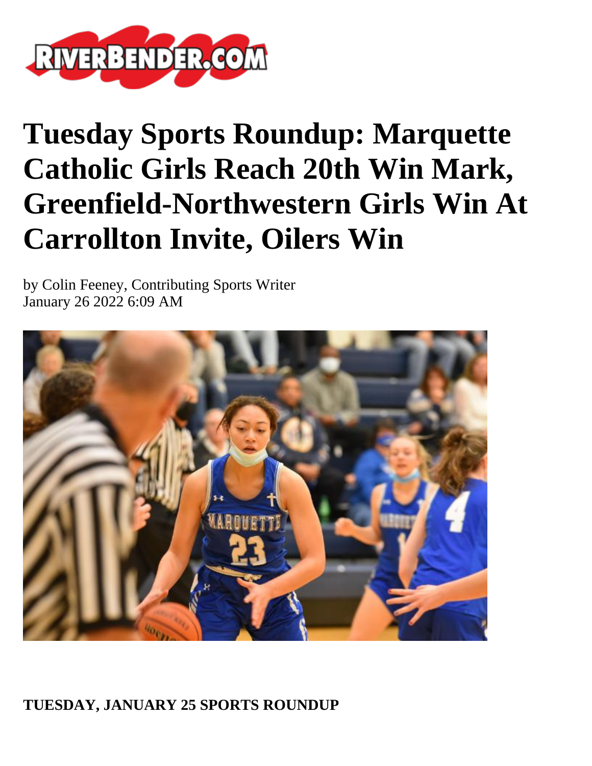# Tuesday Sports Roundup: Marquette Catholic Girls Reach 20th Win Mark, Greenfield-Northwestern Girls Win At Carrollton Invite, Oilers Win

by Colin Feeney, Contributing Sports Writer
January 26 2022 6:09 AM

**TUESDAY, JANUARY 25 SPORTS ROUNDUP**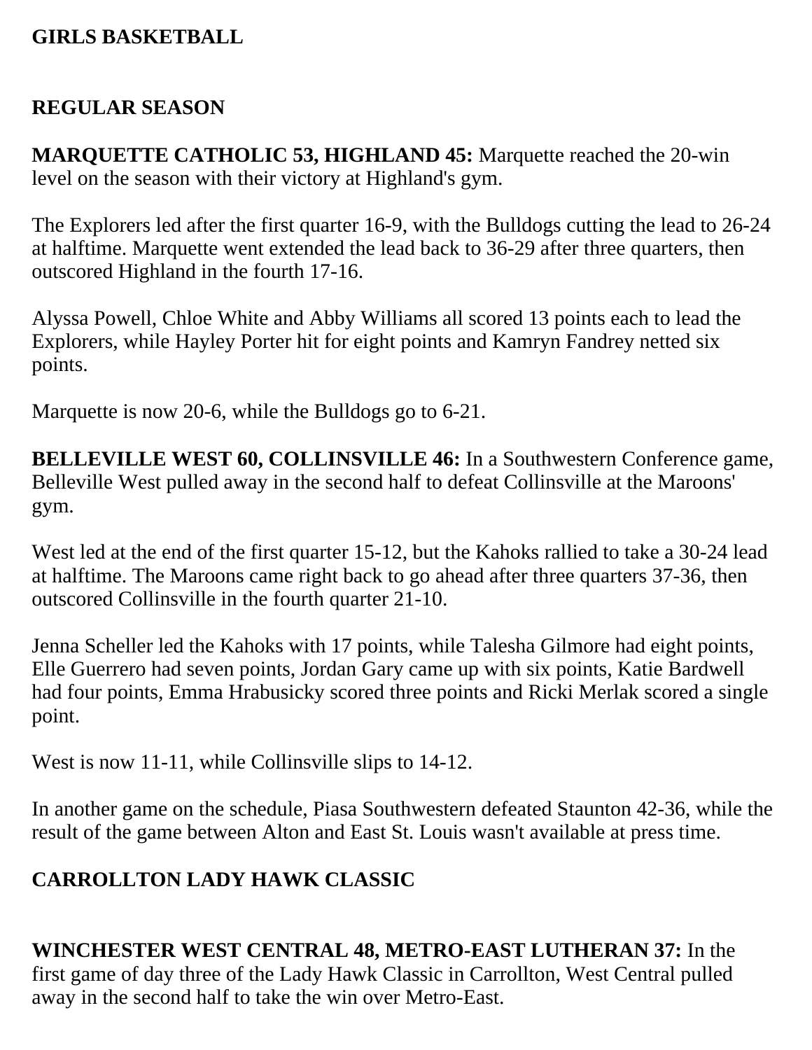**GIRLS BASKETBALL**

**REGULAR SEASON**

**MARQUETTE CATHOLIC 53, HIGHLAND 45:** Marquette reached the 20-win level on the season with their victory at Highland's gym.

The Explorers led after the first quarter 16-9, with the Bulldogs cutting the lead to 26-24 at halftime. Marquette went extended the lead back to 36-29 after three quarters, then outscored Highland in the fourth 17-16.

Alyssa Powell, Chloe White and Abby Williams all scored 13 points each to lead the Explorers, while Hayley Porter hit for eight points and Kamryn Fandrey netted six points.

Marquette is now 20-6, while the Bulldogs go to 6-21.

**BELLEVILLE WEST 60, COLLINSVILLE 46:** In a Southwestern Conference game, Belleville West pulled away in the second half to defeat Collinsville at the Maroons' gym.

West led at the end of the first quarter 15-12, but the Kahoks rallied to take a 30-24 lead at halftime. The Maroons came right back to go ahead after three quarters 37-36, then outscored Collinsville in the fourth quarter 21-10.

Jenna Scheller led the Kahoks with 17 points, while Talesha Gilmore had eight points, Elle Guerrero had seven points, Jordan Gary came up with six points, Katie Bardwell had four points, Emma Hrabusicky scored three points and Ricki Merlak scored a single point.

West is now 11-11, while Collinsville slips to 14-12.

In another game on the schedule, Piasa Southwestern defeated Staunton 42-36, while the result of the game between Alton and East St. Louis wasn't available at press time.

**CARROLLTON LADY HAWK CLASSIC**

**WINCHESTER WEST CENTRAL 48, METRO-EAST LUTHERAN 37:** In the first game of day three of the Lady Hawk Classic in Carrollton, West Central pulled away in the second half to take the win over Metro-East.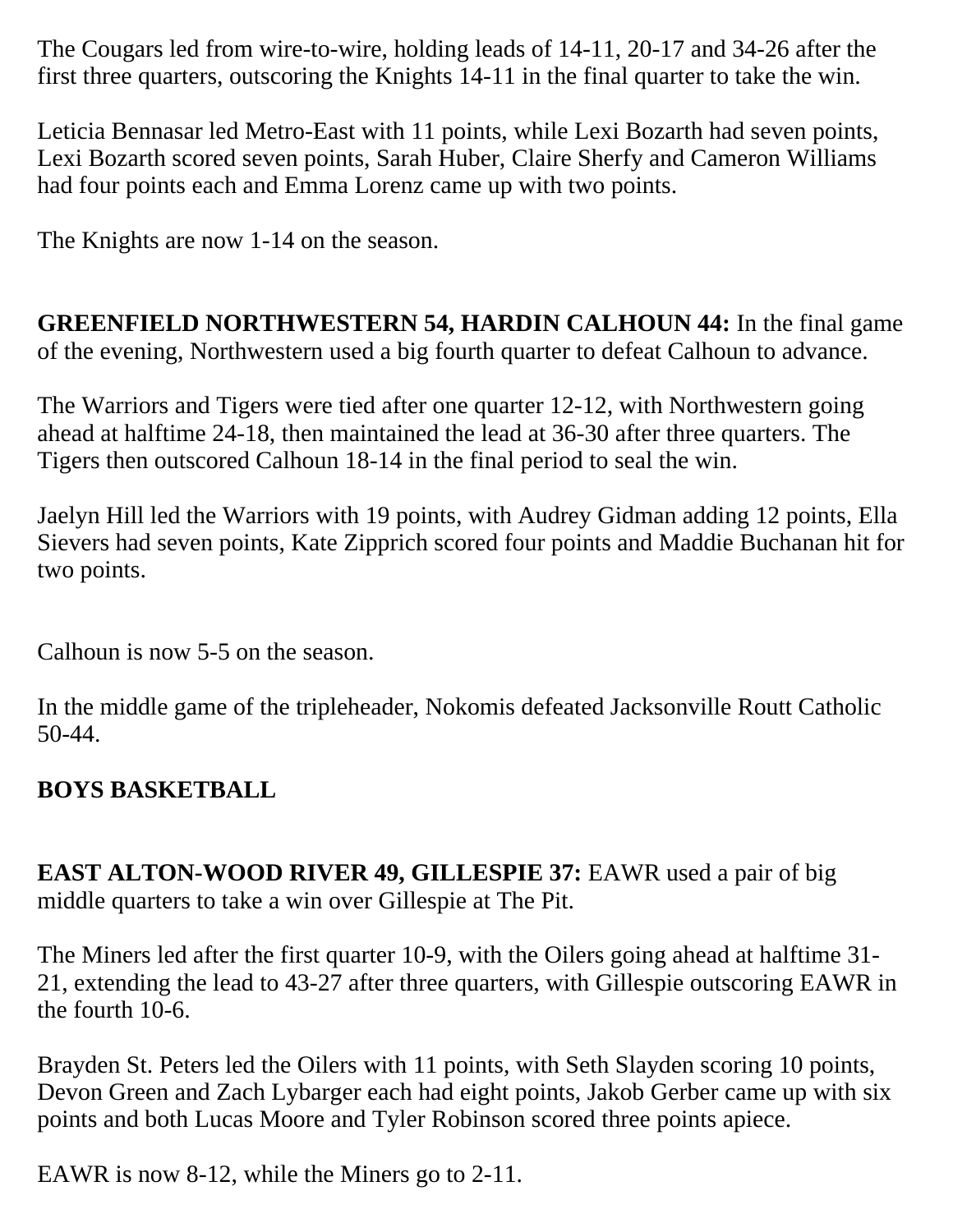The Cougars led from wire-to-wire, holding leads of 14-11, 20-17 and 34-26 after the first three quarters, outscoring the Knights 14-11 in the final quarter to take the win.

Leticia Bennasar led Metro-East with 11 points, while Lexi Bozarth had seven points, Lexi Bozarth scored seven points, Sarah Huber, Claire Sherfy and Cameron Williams had four points each and Emma Lorenz came up with two points.

The Knights are now 1-14 on the season.

**GREENFIELD NORTHWESTERN 54, HARDIN CALHOUN 44:** In the final game of the evening, Northwestern used a big fourth quarter to defeat Calhoun to advance.

The Warriors and Tigers were tied after one quarter 12-12, with Northwestern going ahead at halftime 24-18, then maintained the lead at 36-30 after three quarters. The Tigers then outscored Calhoun 18-14 in the final period to seal the win.

Jaelyn Hill led the Warriors with 19 points, with Audrey Gidman adding 12 points, Ella Sievers had seven points, Kate Zipprich scored four points and Maddie Buchanan hit for two points.

Calhoun is now 5-5 on the season.

In the middle game of the tripleheader, Nokomis defeated Jacksonville Routt Catholic 50-44.

## BOYS BASKETBALL

**EAST ALTON-WOOD RIVER 49, GILLESPIE 37:** EAWR used a pair of big middle quarters to take a win over Gillespie at The Pit.

The Miners led after the first quarter 10-9, with the Oilers going ahead at halftime 31-21, extending the lead to 43-27 after three quarters, with Gillespie outscoring EAWR in the fourth 10-6.

Brayden St. Peters led the Oilers with 11 points, with Seth Slayden scoring 10 points, Devon Green and Zach Lybarger each had eight points, Jakob Gerber came up with six points and both Lucas Moore and Tyler Robinson scored three points apiece.

EAWR is now 8-12, while the Miners go to 2-11.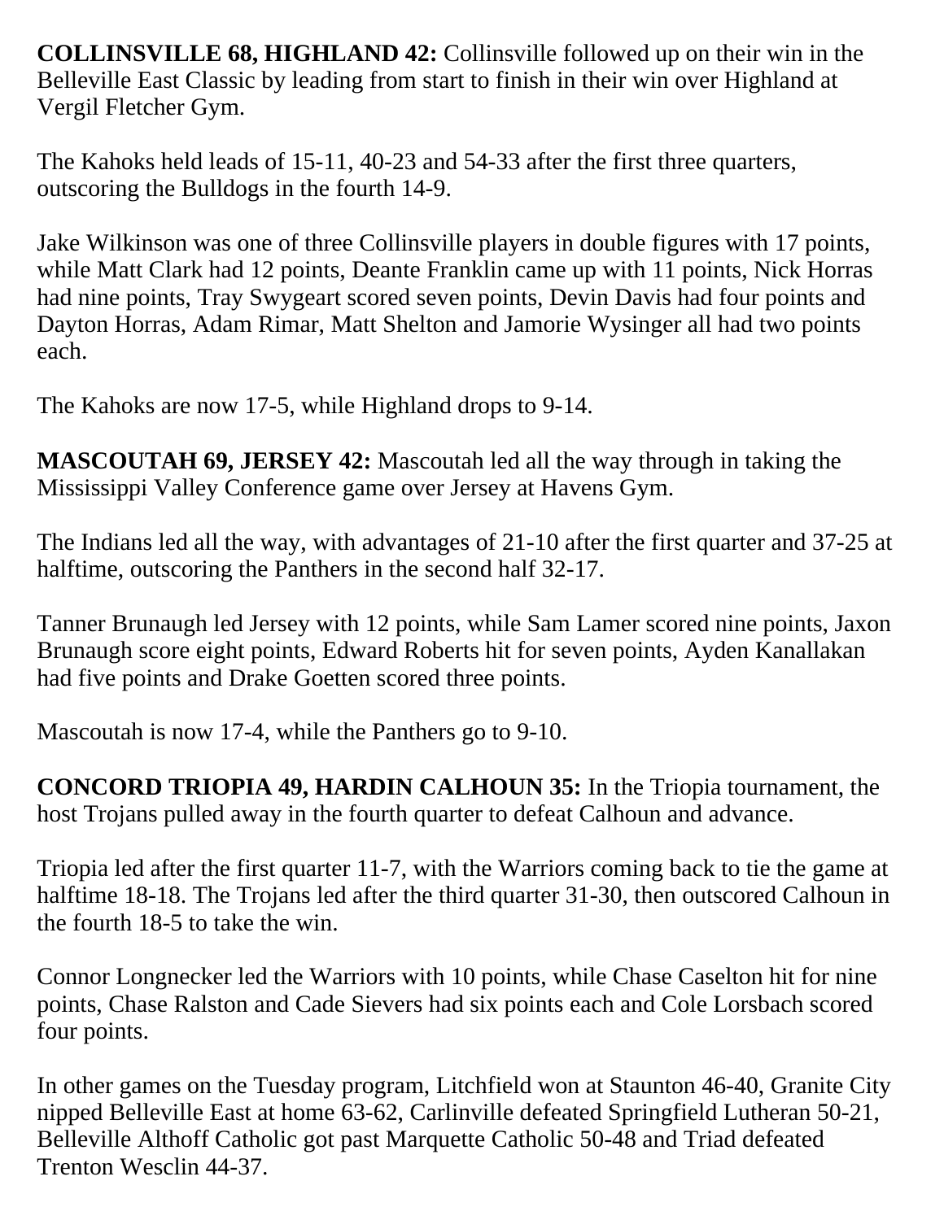**COLLINSVILLE 68, HIGHLAND 42:** Collinsville followed up on their win in the Belleville East Classic by leading from start to finish in their win over Highland at Vergil Fletcher Gym.

The Kahoks held leads of 15-11, 40-23 and 54-33 after the first three quarters, outscoring the Bulldogs in the fourth 14-9.

Jake Wilkinson was one of three Collinsville players in double figures with 17 points, while Matt Clark had 12 points, Deante Franklin came up with 11 points, Nick Horras had nine points, Tray Swygeart scored seven points, Devin Davis had four points and Dayton Horras, Adam Rimar, Matt Shelton and Jamorie Wysinger all had two points each.

The Kahoks are now 17-5, while Highland drops to 9-14.

**MASCOUTAH 69, JERSEY 42:** Mascoutah led all the way through in taking the Mississippi Valley Conference game over Jersey at Havens Gym.

The Indians led all the way, with advantages of 21-10 after the first quarter and 37-25 at halftime, outscoring the Panthers in the second half 32-17.

Tanner Brunaugh led Jersey with 12 points, while Sam Lamer scored nine points, Jaxon Brunaugh score eight points, Edward Roberts hit for seven points, Ayden Kanallakan had five points and Drake Goetten scored three points.

Mascoutah is now 17-4, while the Panthers go to 9-10.

**CONCORD TRIOPIA 49, HARDIN CALHOUN 35:** In the Triopia tournament, the host Trojans pulled away in the fourth quarter to defeat Calhoun and advance.

Triopia led after the first quarter 11-7, with the Warriors coming back to tie the game at halftime 18-18. The Trojans led after the third quarter 31-30, then outscored Calhoun in the fourth 18-5 to take the win.

Connor Longnecker led the Warriors with 10 points, while Chase Caselton hit for nine points, Chase Ralston and Cade Sievers had six points each and Cole Lorsbach scored four points.

In other games on the Tuesday program, Litchfield won at Staunton 46-40, Granite City nipped Belleville East at home 63-62, Carlinville defeated Springfield Lutheran 50-21, Belleville Althoff Catholic got past Marquette Catholic 50-48 and Triad defeated Trenton Wesclin 44-37.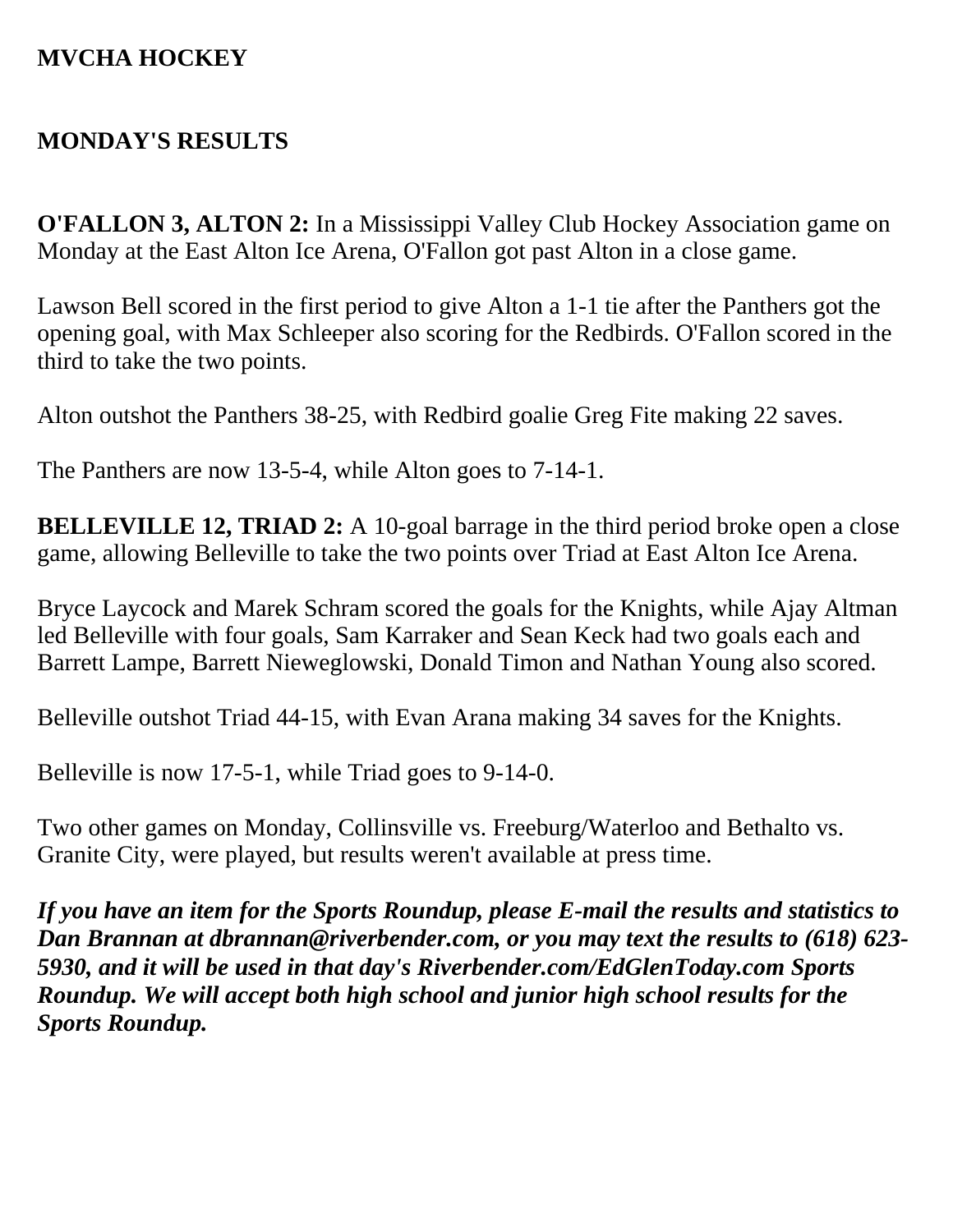**MVCHA HOCKEY**

**MONDAY'S RESULTS**

**O'FALLON 3, ALTON 2:** In a Mississippi Valley Club Hockey Association game on Monday at the East Alton Ice Arena, O'Fallon got past Alton in a close game.

Lawson Bell scored in the first period to give Alton a 1-1 tie after the Panthers got the opening goal, with Max Schleeper also scoring for the Redbirds. O'Fallon scored in the third to take the two points.

Alton outshot the Panthers 38-25, with Redbird goalie Greg Fite making 22 saves.

The Panthers are now 13-5-4, while Alton goes to 7-14-1.

**BELLEVILLE 12, TRIAD 2:** A 10-goal barrage in the third period broke open a close game, allowing Belleville to take the two points over Triad at East Alton Ice Arena.

Bryce Laycock and Marek Schram scored the goals for the Knights, while Ajay Altman led Belleville with four goals, Sam Karraker and Sean Keck had two goals each and Barrett Lampe, Barrett Nieweglowski, Donald Timon and Nathan Young also scored.

Belleville outshot Triad 44-15, with Evan Arana making 34 saves for the Knights.

Belleville is now 17-5-1, while Triad goes to 9-14-0.

Two other games on Monday, Collinsville vs. Freeburg/Waterloo and Bethalto vs. Granite City, were played, but results weren't available at press time.

***If you have an item for the Sports Roundup, please E-mail the results and statistics to Dan Brannan at dbrannan@riverbender.com, or you may text the results to (618) 623-5930, and it will be used in that day's Riverbender.com/EdGlenToday.com Sports Roundup. We will accept both high school and junior high school results for the Sports Roundup.***